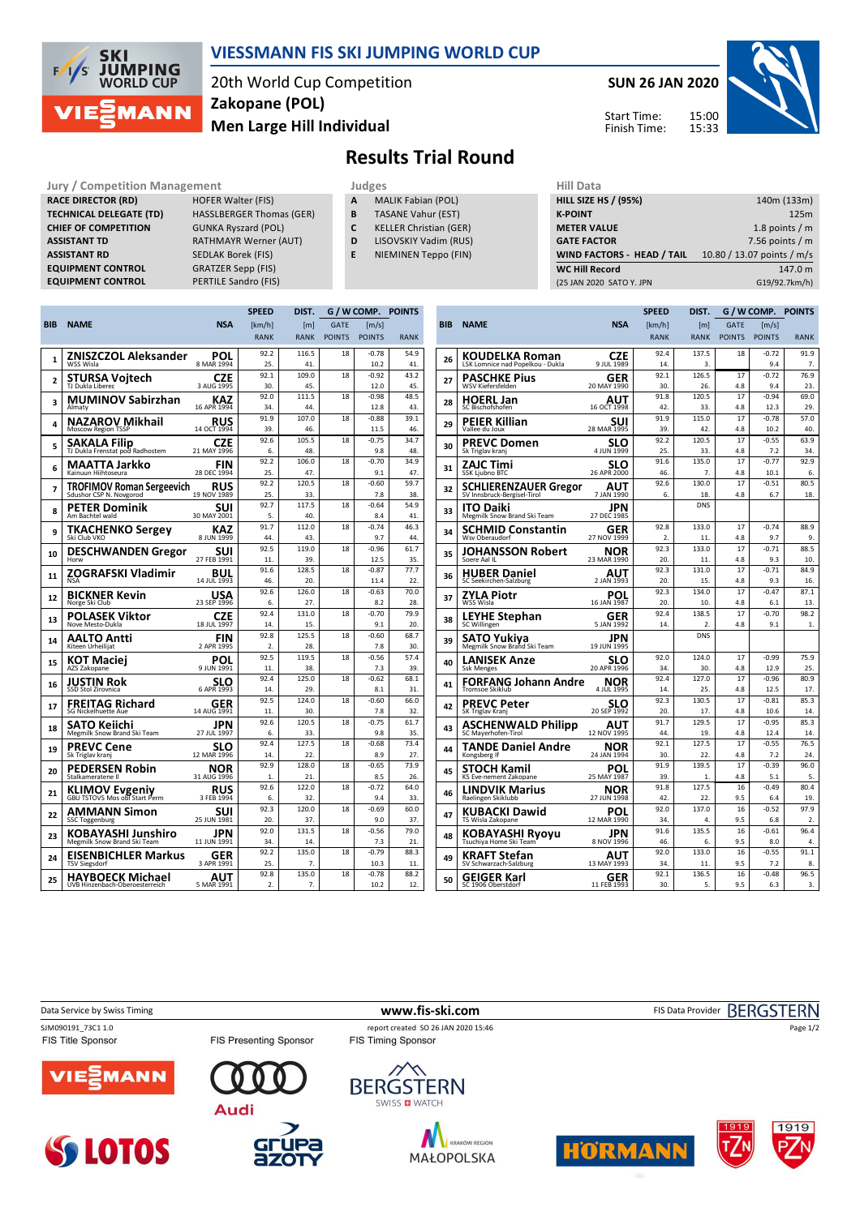# VIESSMANN FIS SKI JUMPING WORLD CUP

20th World Cup Competition
Zakopane (POL)
Men Large Hill Individual

SUN 26 JAN 2020

Start Time: 15:00
Finish Time: 15:33

## Results Trial Round

| Jury / Competition Management | |
|---|---|
| RACE DIRECTOR (RD) | HOFER Walter (FIS) |
| TECHNICAL DELEGATE (TD) | HASSLBERGER Thomas (GER) |
| CHIEF OF COMPETITION | GUNKA Ryszard (POL) |
| ASSISTANT TD | RATHMAYR Werner (AUT) |
| ASSISTANT RD | SEDLAK Borek (FIS) |
| EQUIPMENT CONTROL | GRATZER Sepp (FIS) |
| EQUIPMENT CONTROL | PERTILE Sandro (FIS) |

| Judges | |
|---|---|
| A | MALIK Fabian (POL) |
| B | TASANE Vahur (EST) |
| C | KELLER Christian (GER) |
| D | LISOVSKIY Vadim (RUS) |
| E | NIEMINEN Teppo (FIN) |

| Hill Data | |
|---|---|
| HILL SIZE HS / (95%) | 140m (133m) |
| K-POINT | 125m |
| METER VALUE | 1.8 points / m |
| GATE FACTOR | 7.56 points / m |
| WIND FACTORS - HEAD / TAIL | 10.80 / 13.07 points / m/s |
| WC Hill Record | 147.0 m |
| (25 JAN 2020 SATO Y. JPN | G19/92.7km/h) |

| BIB | NAME | NSA | SPEED [km/h] | SPEED RANK | DIST. [m] | DIST. RANK | GATE | GATE POINTS | WIND [m/s] | WIND POINTS | POINTS | RANK |
|---|---|---|---|---|---|---|---|---|---|---|---|---|
| 1 | ZNISZCZOL Aleksander (WSS Wisla) | POL (8 MAR 1994) | 92.2 | 25. | 116.5 | 41. | 18 | | -0.78 | 10.2 | 54.9 | 41. |
| 2 | STURSA Vojtech (TJ Dukla Liberec) | CZE (3 AUG 1995) | 92.1 | 30. | 109.0 | 45. | 18 | | -0.92 | 12.0 | 43.2 | 45. |
| 3 | MUMINOV Sabirzhan (Almaty) | KAZ (16 APR 1994) | 92.0 | 34. | 111.5 | 44. | 18 | | -0.98 | 12.8 | 48.5 | 43. |
| 4 | NAZAROV Mikhail (Moscow Region TSSP) | RUS (14 OCT 1994) | 91.9 | 39. | 107.0 | 46. | 18 | | -0.88 | 11.5 | 39.1 | 46. |
| 5 | SAKALA Filip (TJ Dukla Frenstat pod Radhostem) | CZE (21 MAY 1996) | 92.6 | 6. | 105.5 | 48. | 18 | | -0.75 | 9.8 | 34.7 | 48. |
| 6 | MAATTA Jarkko (Kainuun Hiihtoseura) | FIN (28 DEC 1994) | 92.2 | 25. | 106.0 | 47. | 18 | | -0.70 | 9.1 | 34.9 | 47. |
| 7 | TROFIMOV Roman Sergeevich (Sdushor CSP N. Novgorod) | RUS (19 NOV 1989) | 92.2 | 25. | 120.5 | 33. | 18 | | -0.60 | 7.8 | 59.7 | 38. |
| 8 | PETER Dominik (Am Bachtel wald) | SUI (30 MAY 2001) | 92.7 | 5. | 117.5 | 40. | 18 | | -0.64 | 8.4 | 54.9 | 41. |
| 9 | TKACHENKO Sergey (Ski Club VKO) | KAZ (8 JUN 1999) | 91.7 | 44. | 112.0 | 43. | 18 | | -0.74 | 9.7 | 46.3 | 44. |
| 10 | DESCHWANDEN Gregor (Horw) | SUI (27 FEB 1991) | 92.5 | 11. | 119.0 | 39. | 18 | | -0.96 | 12.5 | 61.7 | 35. |
| 11 | ZOGRAFSKI Vladimir (NSA) | BUL (14 JUL 1993) | 91.6 | 46. | 128.5 | 20. | 18 | | -0.87 | 11.4 | 77.7 | 22. |
| 12 | BICKNER Kevin (Norge Ski Club) | USA (23 SEP 1996) | 92.6 | 6. | 126.0 | 27. | 18 | | -0.63 | 8.2 | 70.0 | 28. |
| 13 | POLASEK Viktor (Nove Mesto-Dukla) | CZE (18 JUL 1997) | 92.4 | 14. | 131.0 | 15. | 18 | | -0.70 | 9.1 | 79.9 | 20. |
| 14 | AALTO Antti (Kiteen Urheilijat) | FIN (2 APR 1995) | 92.8 | 2. | 125.5 | 28. | 18 | | -0.60 | 7.8 | 68.7 | 30. |
| 15 | KOT Maciej (AZS Zakopane) | POL (9 JUN 1991) | 92.5 | 11. | 119.5 | 38. | 18 | | -0.56 | 7.3 | 57.4 | 39. |
| 16 | JUSTIN Rok (SSD Stol Zirovnica) | SLO (6 APR 1993) | 92.4 | 14. | 125.0 | 29. | 18 | | -0.62 | 8.1 | 68.1 | 31. |
| 17 | FREITAG Richard (SG Nickelhuette Aue) | GER (14 AUG 1991) | 92.5 | 11. | 124.0 | 30. | 18 | | -0.60 | 7.8 | 66.0 | 32. |
| 18 | SATO Keiichi (Megmilk Snow Brand Ski Team) | JPN (27 JUL 1997) | 92.6 | 6. | 120.5 | 33. | 18 | | -0.75 | 9.8 | 61.7 | 35. |
| 19 | PREVC Cene (Sk Triglav kranj) | SLO (12 MAR 1996) | 92.4 | 14. | 127.5 | 22. | 18 | | -0.68 | 8.9 | 73.4 | 27. |
| 20 | PEDERSEN Robin (Stalkameratene Il) | NOR (31 AUG 1996) | 92.9 | 1. | 128.0 | 21. | 18 | | -0.65 | 8.5 | 73.9 | 26. |
| 21 | KLIMOV Evgeniy (GBU TSTOVS Mos obl Start Perm) | RUS (3 FEB 1994) | 92.6 | 6. | 122.0 | 32. | 18 | | -0.72 | 9.4 | 64.0 | 33. |
| 22 | AMMANN Simon (SSC Toggenburg) | SUI (25 JUN 1981) | 92.3 | 20. | 120.0 | 37. | 18 | | -0.69 | 9.0 | 60.0 | 37. |
| 23 | KOBAYASHI Junshiro (Megmilk Snow Brand Ski Team) | JPN (11 JUN 1991) | 92.0 | 34. | 131.5 | 14. | 18 | | -0.56 | 7.3 | 79.0 | 21. |
| 24 | EISENBICHLER Markus (TSV Siegsdorf) | GER (3 APR 1991) | 92.2 | 25. | 135.0 | 7. | 18 | | -0.79 | 10.3 | 88.3 | 11. |
| 25 | HAYBOECK Michael (UVB Hinzenbach-Oberoesterreich) | AUT (5 MAR 1991) | 92.8 | 2. | 135.0 | 7. | 18 | | -0.78 | 10.2 | 88.2 | 12. |
| 26 | KOUDELKA Roman (LSK Lomnice nad Popelkou - Dukla) | CZE (9 JUL 1989) | 92.4 | 14. | 137.5 | 3. | 18 | | -0.72 | 9.4 | 91.9 | 7. |
| 27 | PASCHKE Pius (WSV Kiefersfelden) | GER (20 MAY 1990) | 92.1 | 30. | 126.5 | 26. | 17 | 4.8 | -0.72 | 9.4 | 76.9 | 23. |
| 28 | HOERL Jan (SC Bischofshofen) | AUT (16 OCT 1998) | 91.8 | 42. | 120.5 | 33. | 17 | 4.8 | -0.94 | 12.3 | 69.0 | 29. |
| 29 | PEIER Killian (Vallee du Joux) | SUI (28 MAR 1995) | 91.9 | 39. | 115.0 | 42. | 17 | 4.8 | -0.78 | 10.2 | 57.0 | 40. |
| 30 | PREVC Domen (Sk Triglav kranj) | SLO (4 JUN 1999) | 92.2 | 25. | 120.5 | 33. | 17 | 4.8 | -0.55 | 7.2 | 63.9 | 34. |
| 31 | ZAJC Timi (SSK Ljubno BTC) | SLO (26 APR 2000) | 91.6 | 46. | 135.0 | 7. | 17 | 4.8 | -0.77 | 10.1 | 92.9 | 6. |
| 32 | SCHLIERENZAUER Gregor (SV Innsbruck-Bergisel-Tirol) | AUT (7 JAN 1990) | 92.6 | 6. | 130.0 | 18. | 17 | 4.8 | -0.51 | 6.7 | 80.5 | 18. |
| 33 | ITO Daiki (Megmilk Snow Brand Ski Team) | JPN (27 DEC 1985) | | | DNS | | | | | | | |
| 34 | SCHMID Constantin (Wsv Oberaudorf) | GER (27 NOV 1999) | 92.8 | 2. | 133.0 | 11. | 17 | 4.8 | -0.74 | 9.7 | 88.9 | 9. |
| 35 | JOHANSSON Robert (Soere Aal IL) | NOR (23 MAR 1990) | 92.3 | 20. | 133.0 | 11. | 17 | 4.8 | -0.71 | 9.3 | 88.5 | 10. |
| 36 | HUBER Daniel (SC Seekirchen-Salzburg) | AUT (2 JAN 1993) | 92.3 | 20. | 131.0 | 15. | 17 | 4.8 | -0.71 | 9.3 | 84.9 | 16. |
| 37 | ZYLA Piotr (WSS Wisla) | POL (16 JAN 1987) | 92.3 | 20. | 134.0 | 10. | 17 | 4.8 | -0.47 | 6.1 | 87.1 | 13. |
| 38 | LEYHE Stephan (SC Willingen) | GER (5 JAN 1992) | 92.4 | 14. | 138.5 | 2. | 17 | 4.8 | -0.70 | 9.1 | 98.2 | 1. |
| 39 | SATO Yukiya (Megmilk Snow Brand Ski Team) | JPN (19 JUN 1995) | | | DNS | | | | | | | |
| 40 | LANISEK Anze (Ssk Menges) | SLO (20 APR 1996) | 92.0 | 34. | 124.0 | 30. | 17 | 4.8 | -0.99 | 12.9 | 75.9 | 25. |
| 41 | FORFANG Johann Andre (Tromsoe Skiklub) | NOR (4 JUL 1995) | 92.4 | 14. | 127.0 | 25. | 17 | 4.8 | -0.96 | 12.5 | 80.9 | 17. |
| 42 | PREVC Peter (SK Triglav Kranj) | SLO (20 SEP 1992) | 92.3 | 20. | 130.5 | 17. | 17 | 4.8 | -0.81 | 10.6 | 85.3 | 14. |
| 43 | ASCHENWALD Philipp (SC Mayerhofen-Tirol) | AUT (12 NOV 1995) | 91.7 | 44. | 129.5 | 19. | 17 | 4.8 | -0.95 | 12.4 | 85.3 | 14. |
| 44 | TANDE Daniel Andre (Kongsberg If) | NOR (24 JAN 1994) | 92.1 | 30. | 127.5 | 22. | 17 | 4.8 | -0.55 | 7.2 | 76.5 | 24. |
| 45 | STOCH Kamil (KS Eve-nement Zakopane) | POL (25 MAY 1987) | 91.9 | 39. | 139.5 | 1. | 17 | 4.8 | -0.39 | 5.1 | 96.0 | 5. |
| 46 | LINDVIK Marius (Raelingen Skiklubb) | NOR (27 JUN 1998) | 91.8 | 42. | 127.5 | 22. | 16 | 9.5 | -0.49 | 6.4 | 80.4 | 19. |
| 47 | KUBACKI Dawid (TS Wisla Zakopane) | POL (12 MAR 1990) | 92.0 | 34. | 137.0 | 4. | 16 | 9.5 | -0.52 | 6.8 | 97.9 | 2. |
| 48 | KOBAYASHI Ryoyu (Tsuchiya Home Ski Team) | JPN (8 NOV 1996) | 91.6 | 46. | 135.5 | 6. | 16 | 9.5 | -0.61 | 8.0 | 96.4 | 4. |
| 49 | KRAFT Stefan (SV Schwarzach-Salzburg) | AUT (13 MAY 1993) | 92.0 | 34. | 133.0 | 11. | 16 | 9.5 | -0.55 | 7.2 | 91.1 | 8. |
| 50 | GEIGER Karl (SC 1906 Oberstdorf) | GER (11 FEB 1993) | 92.1 | 30. | 136.5 | 5. | 16 | 9.5 | -0.48 | 6.3 | 96.5 | 3. |

Data Service by Swiss Timing — www.fis-ski.com — FIS Data Provider BERGSTERN

SJM090191_73C1 1.0 — report created SO 26 JAN 2020 15:46

FIS Title Sponsor — FIS Presenting Sponsor — FIS Timing Sponsor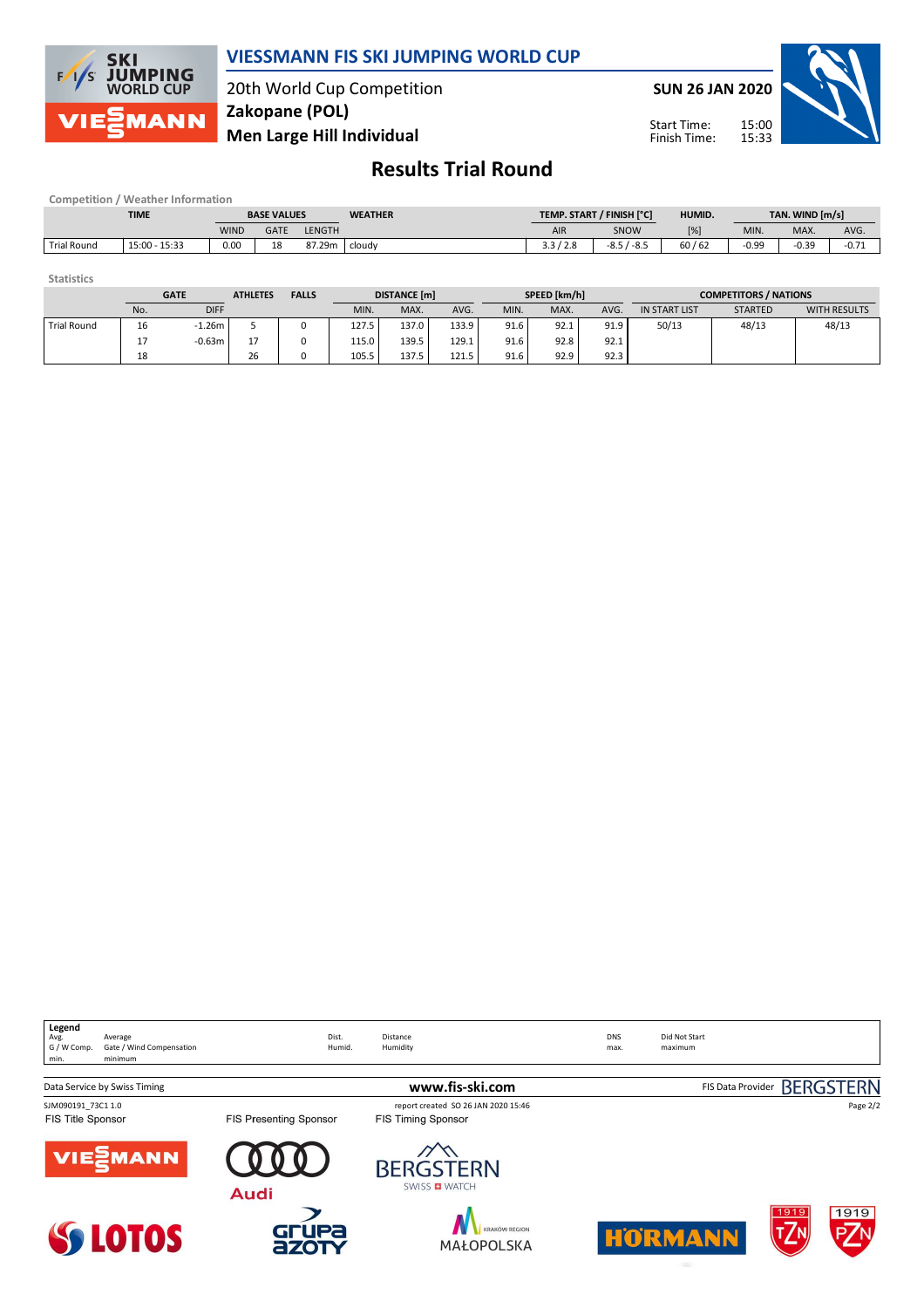# VIESSMANN FIS SKI JUMPING WORLD CUP

20th World Cup Competition
**Zakopane (POL)**
**Men Large Hill Individual**

**SUN 26 JAN 2020**

Start Time: 15:00
Finish Time: 15:33

## Results Trial Round

Competition / Weather Information

| TIME | | BASE VALUES | | | WEATHER | TEMP. START / FINISH [°C] | | HUMID. | TAN. WIND [m/s] | | |
|---|---|---|---|---|---|---|---|---|---|---|---|
| | | WIND | GATE | LENGTH | | AIR | SNOW | [%] | MIN. | MAX. | AVG. |
| Trial Round | 15:00 - 15:33 | 0.00 | 18 | 87.29m | cloudy | 3.3 / 2.8 | -8.5 / -8.5 | 60 / 62 | -0.99 | -0.39 | -0.71 |

Statistics

| | GATE | | ATHLETES | FALLS | DISTANCE [m] | | | SPEED [km/h] | | | COMPETITORS / NATIONS | | |
|---|---|---|---|---|---|---|---|---|---|---|---|---|---|
| | No. | DIFF | | | MIN. | MAX. | AVG. | MIN. | MAX. | AVG. | IN START LIST | STARTED | WITH RESULTS |
| Trial Round | 16 | -1.26m | 5 | 0 | 127.5 | 137.0 | 133.9 | 91.6 | 92.1 | 91.9 | 50/13 | 48/13 | 48/13 |
| | 17 | -0.63m | 17 | 0 | 115.0 | 139.5 | 129.1 | 91.6 | 92.8 | 92.1 | | | |
| | 18 | | 26 | 0 | 105.5 | 137.5 | 121.5 | 91.6 | 92.9 | 92.3 | | | |

**Legend**

| | | | | | |
|---|---|---|---|---|---|
| Avg. | Average | Dist. | Distance | DNS | Did Not Start |
| G / W Comp. | Gate / Wind Compensation | Humid. | Humidity | max. | maximum |
| min. | minimum | | | | |

Data Service by Swiss Timing — www.fis-ski.com — FIS Data Provider BERGSTERN

SJM090191_73C1 1.0 — report created SO 26 JAN 2020 15:46

FIS Title Sponsor: VIESSMANN — FIS Presenting Sponsor: Audi — FIS Timing Sponsor: BERGSTERN SWISS WATCH

LOTOS — Grupa Azoty — MAŁOPOLSKA KRAKÓW REGION — HÖRMANN — TZN 1919 — PZN 1919